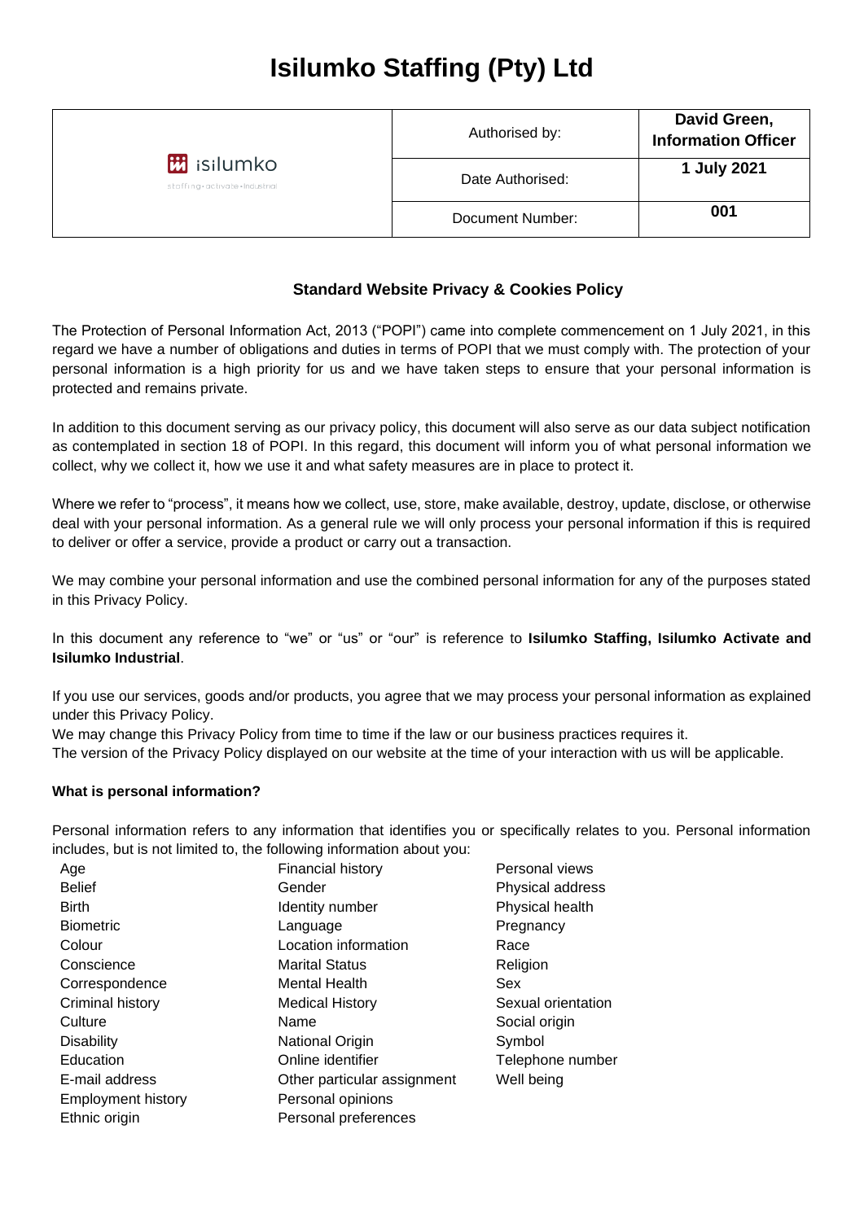# Isilumko Staffing (Pty) Ltd

| isilumko staffing • activate • industrial | Authorised by: | **David Green, Information Officer** |
|---|---|---|
| | Date Authorised: | **1 July 2021** |
| | Document Number: | **001** |

### Standard Website Privacy & Cookies Policy

The Protection of Personal Information Act, 2013 ("POPI") came into complete commencement on 1 July 2021, in this regard we have a number of obligations and duties in terms of POPI that we must comply with. The protection of your personal information is a high priority for us and we have taken steps to ensure that your personal information is protected and remains private.

In addition to this document serving as our privacy policy, this document will also serve as our data subject notification as contemplated in section 18 of POPI. In this regard, this document will inform you of what personal information we collect, why we collect it, how we use it and what safety measures are in place to protect it.

Where we refer to "process", it means how we collect, use, store, make available, destroy, update, disclose, or otherwise deal with your personal information. As a general rule we will only process your personal information if this is required to deliver or offer a service, provide a product or carry out a transaction.

We may combine your personal information and use the combined personal information for any of the purposes stated in this Privacy Policy.

In this document any reference to "we" or "us" or "our" is reference to **Isilumko Staffing, Isilumko Activate and Isilumko Industrial**.

If you use our services, goods and/or products, you agree that we may process your personal information as explained under this Privacy Policy.

We may change this Privacy Policy from time to time if the law or our business practices requires it.

The version of the Privacy Policy displayed on our website at the time of your interaction with us will be applicable.

**What is personal information?**

Personal information refers to any information that identifies you or specifically relates to you. Personal information includes, but is not limited to, the following information about you:

- Age
- Belief
- Birth
- Biometric
- Colour
- Conscience
- Correspondence
- Criminal history
- Culture
- Disability
- Education
- E-mail address
- Employment history
- Ethnic origin
- Financial history
- Gender
- Identity number
- Language
- Location information
- Marital Status
- Mental Health
- Medical History
- Name
- National Origin
- Online identifier
- Other particular assignment
- Personal opinions
- Personal preferences
- Personal views
- Physical address
- Physical health
- Pregnancy
- Race
- Religion
- Sex
- Sexual orientation
- Social origin
- Symbol
- Telephone number
- Well being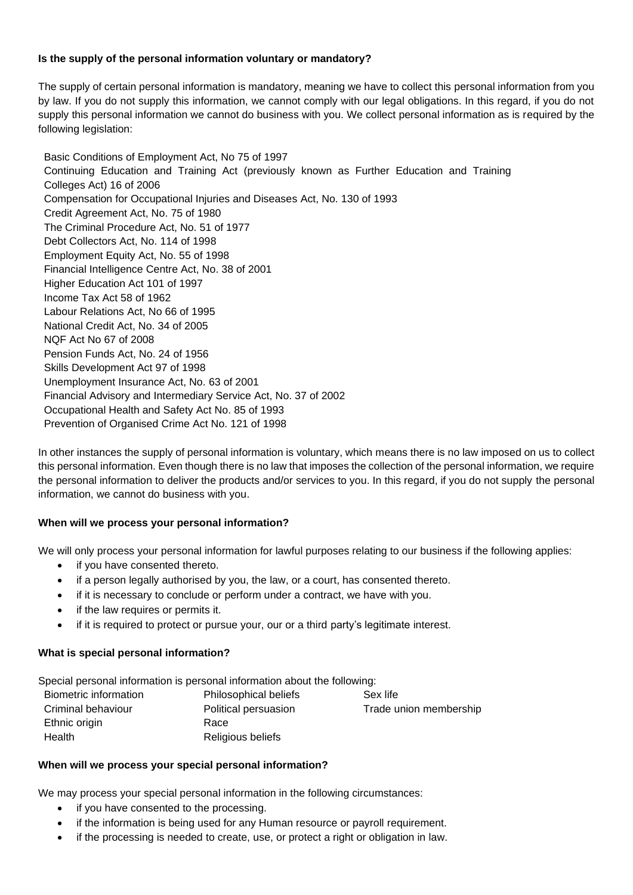**Is the supply of the personal information voluntary or mandatory?**

The supply of certain personal information is mandatory, meaning we have to collect this personal information from you by law. If you do not supply this information, we cannot comply with our legal obligations. In this regard, if you do not supply this personal information we cannot do business with you. We collect personal information as is required by the following legislation:

Basic Conditions of Employment Act, No 75 of 1997
Continuing Education and Training Act (previously known as Further Education and Training Colleges Act) 16 of 2006
Compensation for Occupational Injuries and Diseases Act, No. 130 of 1993
Credit Agreement Act, No. 75 of 1980
The Criminal Procedure Act, No. 51 of 1977
Debt Collectors Act, No. 114 of 1998
Employment Equity Act, No. 55 of 1998
Financial Intelligence Centre Act, No. 38 of 2001
Higher Education Act 101 of 1997
Income Tax Act 58 of 1962
Labour Relations Act, No 66 of 1995
National Credit Act, No. 34 of 2005
NQF Act No 67 of 2008
Pension Funds Act, No. 24 of 1956
Skills Development Act 97 of 1998
Unemployment Insurance Act, No. 63 of 2001
Financial Advisory and Intermediary Service Act, No. 37 of 2002
Occupational Health and Safety Act No. 85 of 1993
Prevention of Organised Crime Act No. 121 of 1998

In other instances the supply of personal information is voluntary, which means there is no law imposed on us to collect this personal information. Even though there is no law that imposes the collection of the personal information, we require the personal information to deliver the products and/or services to you. In this regard, if you do not supply the personal information, we cannot do business with you.

**When will we process your personal information?**

We will only process your personal information for lawful purposes relating to our business if the following applies:

- if you have consented thereto.
- if a person legally authorised by you, the law, or a court, has consented thereto.
- if it is necessary to conclude or perform under a contract, we have with you.
- if the law requires or permits it.
- if it is required to protect or pursue your, our or a third party's legitimate interest.

**What is special personal information?**

Special personal information is personal information about the following:

Biometric information
Criminal behaviour
Ethnic origin
Health
Philosophical beliefs
Political persuasion
Race
Religious beliefs
Sex life
Trade union membership

**When will we process your special personal information?**

We may process your special personal information in the following circumstances:

- if you have consented to the processing.
- if the information is being used for any Human resource or payroll requirement.
- if the processing is needed to create, use, or protect a right or obligation in law.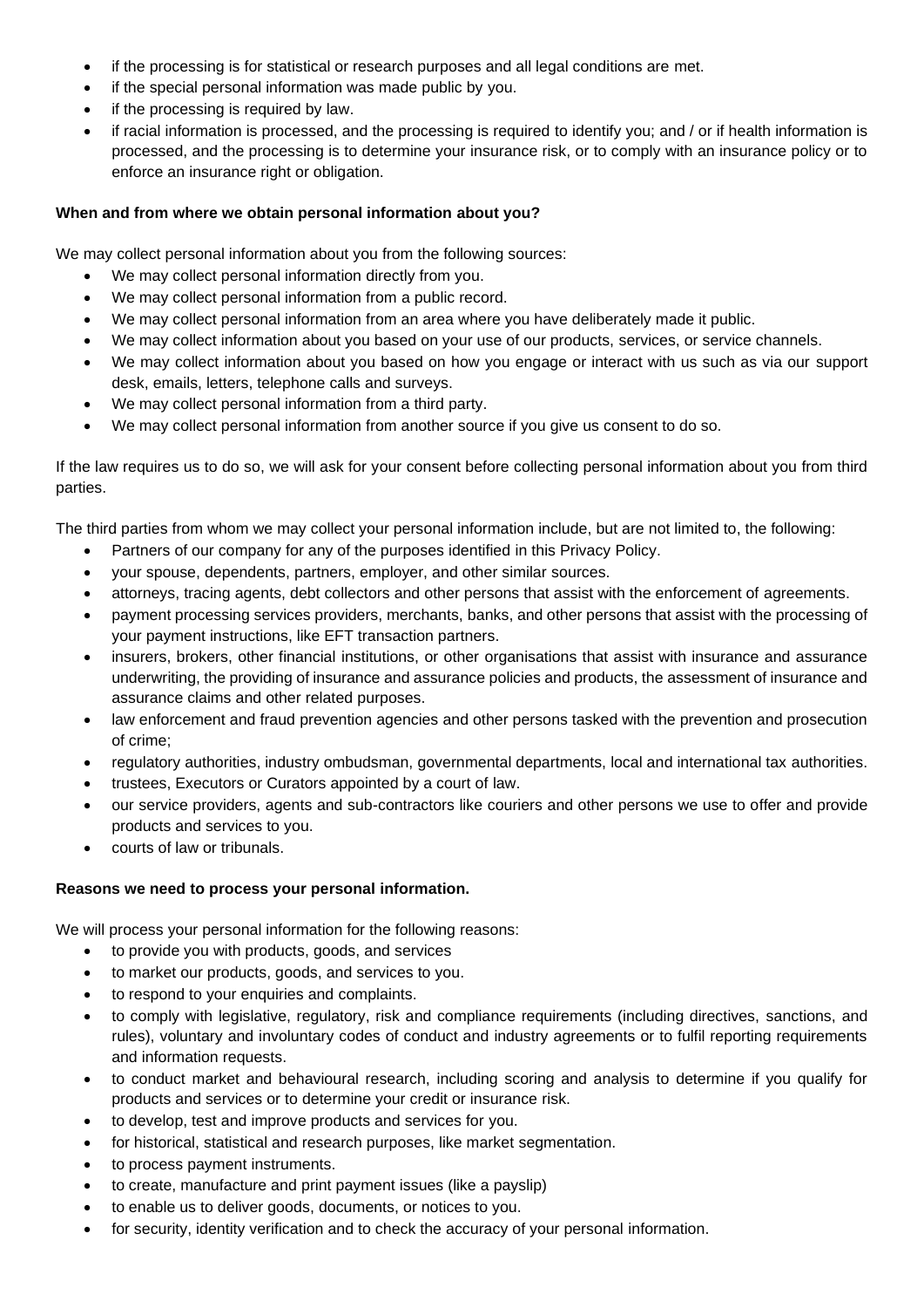- if the processing is for statistical or research purposes and all legal conditions are met.
- if the special personal information was made public by you.
- if the processing is required by law.
- if racial information is processed, and the processing is required to identify you; and / or if health information is processed, and the processing is to determine your insurance risk, or to comply with an insurance policy or to enforce an insurance right or obligation.

**When and from where we obtain personal information about you?**

We may collect personal information about you from the following sources:

- We may collect personal information directly from you.
- We may collect personal information from a public record.
- We may collect personal information from an area where you have deliberately made it public.
- We may collect information about you based on your use of our products, services, or service channels.
- We may collect information about you based on how you engage or interact with us such as via our support desk, emails, letters, telephone calls and surveys.
- We may collect personal information from a third party.
- We may collect personal information from another source if you give us consent to do so.

If the law requires us to do so, we will ask for your consent before collecting personal information about you from third parties.

The third parties from whom we may collect your personal information include, but are not limited to, the following:

- Partners of our company for any of the purposes identified in this Privacy Policy.
- your spouse, dependents, partners, employer, and other similar sources.
- attorneys, tracing agents, debt collectors and other persons that assist with the enforcement of agreements.
- payment processing services providers, merchants, banks, and other persons that assist with the processing of your payment instructions, like EFT transaction partners.
- insurers, brokers, other financial institutions, or other organisations that assist with insurance and assurance underwriting, the providing of insurance and assurance policies and products, the assessment of insurance and assurance claims and other related purposes.
- law enforcement and fraud prevention agencies and other persons tasked with the prevention and prosecution of crime;
- regulatory authorities, industry ombudsman, governmental departments, local and international tax authorities.
- trustees, Executors or Curators appointed by a court of law.
- our service providers, agents and sub-contractors like couriers and other persons we use to offer and provide products and services to you.
- courts of law or tribunals.

**Reasons we need to process your personal information.**

We will process your personal information for the following reasons:

- to provide you with products, goods, and services
- to market our products, goods, and services to you.
- to respond to your enquiries and complaints.
- to comply with legislative, regulatory, risk and compliance requirements (including directives, sanctions, and rules), voluntary and involuntary codes of conduct and industry agreements or to fulfil reporting requirements and information requests.
- to conduct market and behavioural research, including scoring and analysis to determine if you qualify for products and services or to determine your credit or insurance risk.
- to develop, test and improve products and services for you.
- for historical, statistical and research purposes, like market segmentation.
- to process payment instruments.
- to create, manufacture and print payment issues (like a payslip)
- to enable us to deliver goods, documents, or notices to you.
- for security, identity verification and to check the accuracy of your personal information.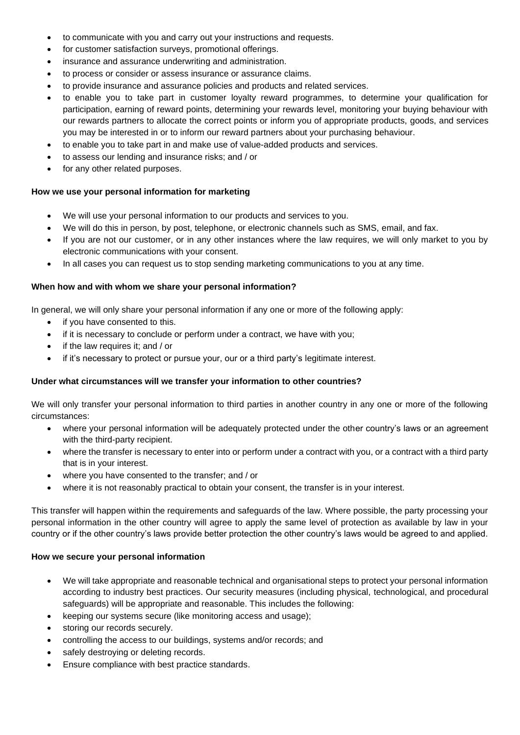- to communicate with you and carry out your instructions and requests.
- for customer satisfaction surveys, promotional offerings.
- insurance and assurance underwriting and administration.
- to process or consider or assess insurance or assurance claims.
- to provide insurance and assurance policies and products and related services.
- to enable you to take part in customer loyalty reward programmes, to determine your qualification for participation, earning of reward points, determining your rewards level, monitoring your buying behaviour with our rewards partners to allocate the correct points or inform you of appropriate products, goods, and services you may be interested in or to inform our reward partners about your purchasing behaviour.
- to enable you to take part in and make use of value-added products and services.
- to assess our lending and insurance risks; and / or
- for any other related purposes.

**How we use your personal information for marketing**

- We will use your personal information to our products and services to you.
- We will do this in person, by post, telephone, or electronic channels such as SMS, email, and fax.
- If you are not our customer, or in any other instances where the law requires, we will only market to you by electronic communications with your consent.
- In all cases you can request us to stop sending marketing communications to you at any time.

**When how and with whom we share your personal information?**

In general, we will only share your personal information if any one or more of the following apply:

- if you have consented to this.
- if it is necessary to conclude or perform under a contract, we have with you;
- if the law requires it; and / or
- if it's necessary to protect or pursue your, our or a third party's legitimate interest.

**Under what circumstances will we transfer your information to other countries?**

We will only transfer your personal information to third parties in another country in any one or more of the following circumstances:

- where your personal information will be adequately protected under the other country's laws or an agreement with the third-party recipient.
- where the transfer is necessary to enter into or perform under a contract with you, or a contract with a third party that is in your interest.
- where you have consented to the transfer; and / or
- where it is not reasonably practical to obtain your consent, the transfer is in your interest.

This transfer will happen within the requirements and safeguards of the law. Where possible, the party processing your personal information in the other country will agree to apply the same level of protection as available by law in your country or if the other country's laws provide better protection the other country's laws would be agreed to and applied.

**How we secure your personal information**

- We will take appropriate and reasonable technical and organisational steps to protect your personal information according to industry best practices. Our security measures (including physical, technological, and procedural safeguards) will be appropriate and reasonable. This includes the following:
- keeping our systems secure (like monitoring access and usage);
- storing our records securely.
- controlling the access to our buildings, systems and/or records; and
- safely destroying or deleting records.
- Ensure compliance with best practice standards.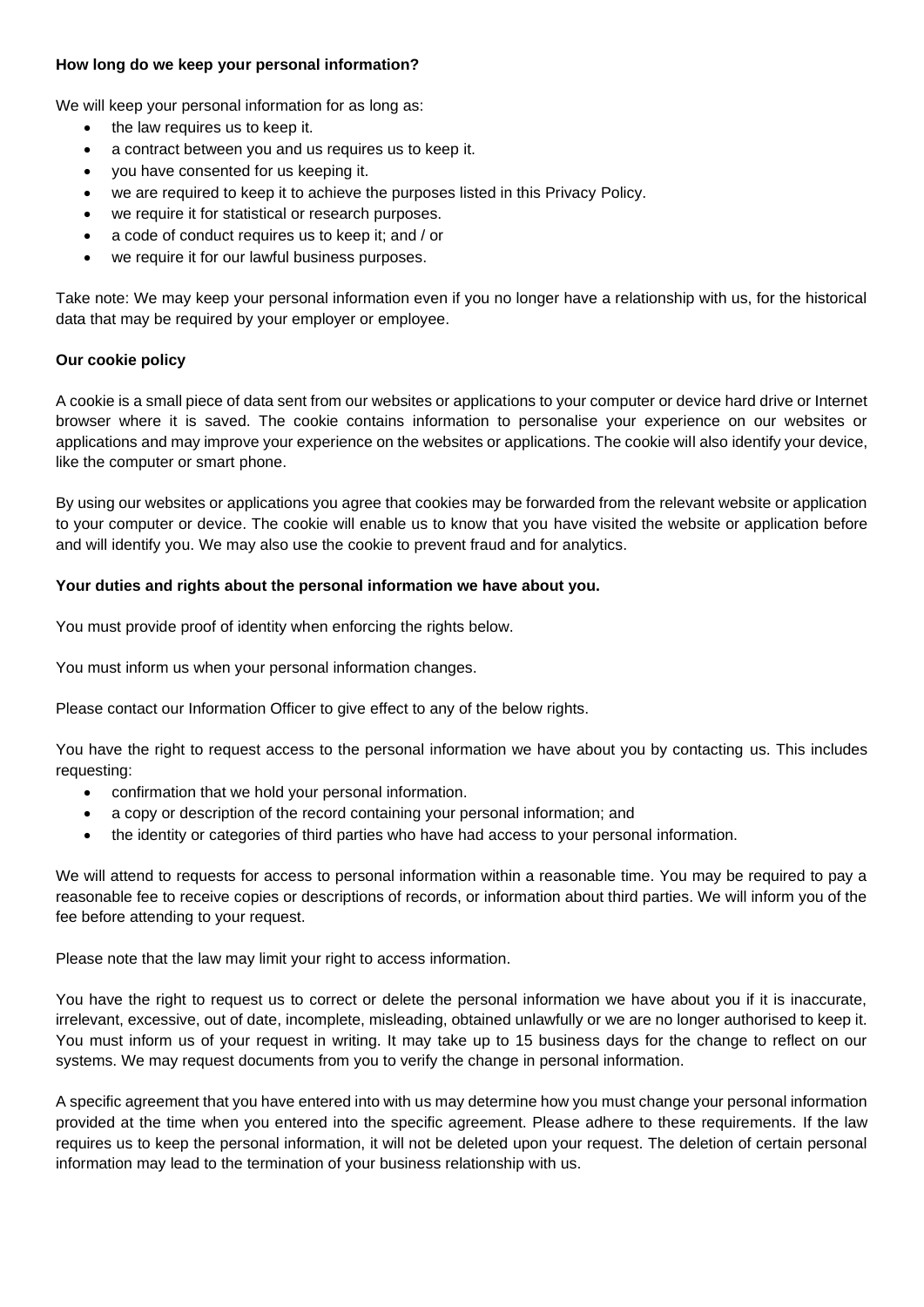**How long do we keep your personal information?**

We will keep your personal information for as long as:

- the law requires us to keep it.
- a contract between you and us requires us to keep it.
- you have consented for us keeping it.
- we are required to keep it to achieve the purposes listed in this Privacy Policy.
- we require it for statistical or research purposes.
- a code of conduct requires us to keep it; and / or
- we require it for our lawful business purposes.

Take note: We may keep your personal information even if you no longer have a relationship with us, for the historical data that may be required by your employer or employee.

**Our cookie policy**

A cookie is a small piece of data sent from our websites or applications to your computer or device hard drive or Internet browser where it is saved. The cookie contains information to personalise your experience on our websites or applications and may improve your experience on the websites or applications. The cookie will also identify your device, like the computer or smart phone.

By using our websites or applications you agree that cookies may be forwarded from the relevant website or application to your computer or device. The cookie will enable us to know that you have visited the website or application before and will identify you. We may also use the cookie to prevent fraud and for analytics.

**Your duties and rights about the personal information we have about you.**

You must provide proof of identity when enforcing the rights below.

You must inform us when your personal information changes.

Please contact our Information Officer to give effect to any of the below rights.

You have the right to request access to the personal information we have about you by contacting us. This includes requesting:

- confirmation that we hold your personal information.
- a copy or description of the record containing your personal information; and
- the identity or categories of third parties who have had access to your personal information.

We will attend to requests for access to personal information within a reasonable time. You may be required to pay a reasonable fee to receive copies or descriptions of records, or information about third parties. We will inform you of the fee before attending to your request.

Please note that the law may limit your right to access information.

You have the right to request us to correct or delete the personal information we have about you if it is inaccurate, irrelevant, excessive, out of date, incomplete, misleading, obtained unlawfully or we are no longer authorised to keep it. You must inform us of your request in writing. It may take up to 15 business days for the change to reflect on our systems. We may request documents from you to verify the change in personal information.

A specific agreement that you have entered into with us may determine how you must change your personal information provided at the time when you entered into the specific agreement. Please adhere to these requirements. If the law requires us to keep the personal information, it will not be deleted upon your request. The deletion of certain personal information may lead to the termination of your business relationship with us.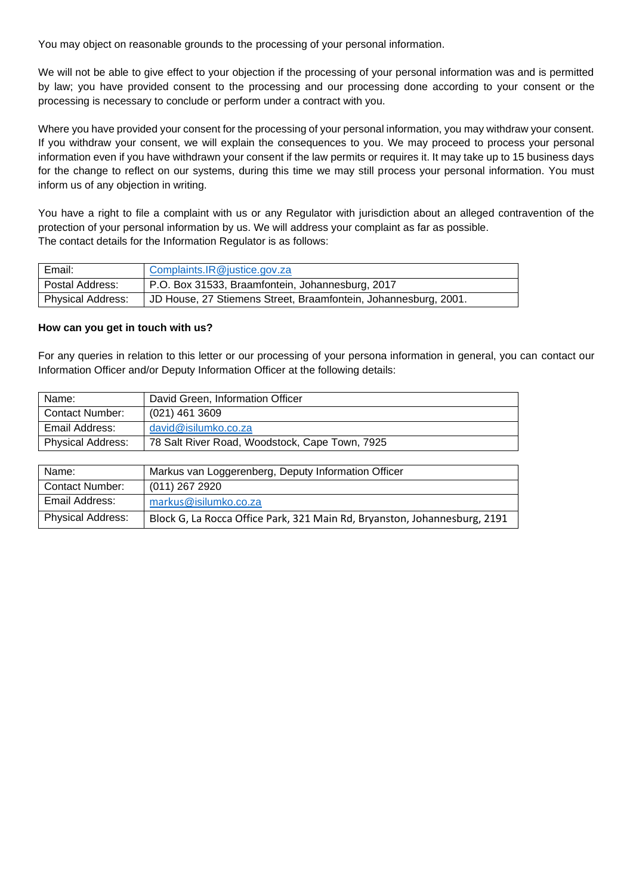You may object on reasonable grounds to the processing of your personal information.

We will not be able to give effect to your objection if the processing of your personal information was and is permitted by law; you have provided consent to the processing and our processing done according to your consent or the processing is necessary to conclude or perform under a contract with you.

Where you have provided your consent for the processing of your personal information, you may withdraw your consent. If you withdraw your consent, we will explain the consequences to you. We may proceed to process your personal information even if you have withdrawn your consent if the law permits or requires it. It may take up to 15 business days for the change to reflect on our systems, during this time we may still process your personal information. You must inform us of any objection in writing.

You have a right to file a complaint with us or any Regulator with jurisdiction about an alleged contravention of the protection of your personal information by us. We will address your complaint as far as possible.
The contact details for the Information Regulator is as follows:

| | |
|---|---|
| Email: | Complaints.IR@justice.gov.za |
| Postal Address: | P.O. Box 31533, Braamfontein, Johannesburg, 2017 |
| Physical Address: | JD House, 27 Stiemens Street, Braamfontein, Johannesburg, 2001. |

**How can you get in touch with us?**

For any queries in relation to this letter or our processing of your persona information in general, you can contact our Information Officer and/or Deputy Information Officer at the following details:

| | |
|---|---|
| Name: | David Green, Information Officer |
| Contact Number: | (021) 461 3609 |
| Email Address: | david@isilumko.co.za |
| Physical Address: | 78 Salt River Road, Woodstock, Cape Town, 7925 |

| | |
|---|---|
| Name: | Markus van Loggerenberg, Deputy Information Officer |
| Contact Number: | (011) 267 2920 |
| Email Address: | markus@isilumko.co.za |
| Physical Address: | Block G, La Rocca Office Park, 321 Main Rd, Bryanston, Johannesburg, 2191 |